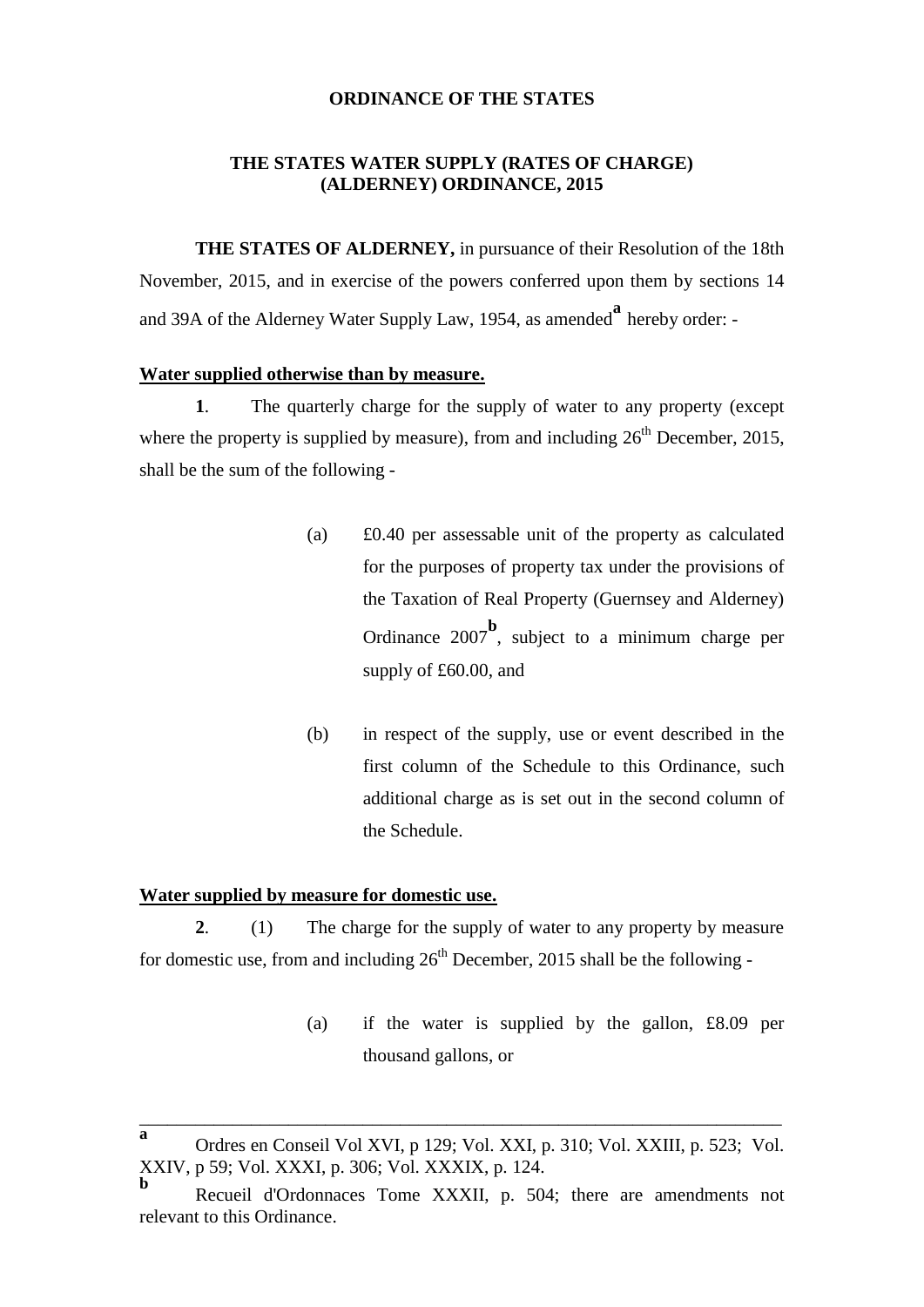**ORDINANCE OF THE STATES**

**THE STATES WATER SUPPLY (RATES OF CHARGE) (ALDERNEY) ORDINANCE, 2015**

**THE STATES OF ALDERNEY,** in pursuance of their Resolution of the 18th November, 2015, and in exercise of the powers conferred upon them by sections 14 and 39A of the Alderney Water Supply Law, 1954, as amended[a] hereby order: -

**Water supplied otherwise than by measure.**

**1**. The quarterly charge for the supply of water to any property (except where the property is supplied by measure), from and including 26th December, 2015, shall be the sum of the following -

(a) £0.40 per assessable unit of the property as calculated for the purposes of property tax under the provisions of the Taxation of Real Property (Guernsey and Alderney) Ordinance 2007[b], subject to a minimum charge per supply of £60.00, and

(b) in respect of the supply, use or event described in the first column of the Schedule to this Ordinance, such additional charge as is set out in the second column of the Schedule.

**Water supplied by measure for domestic use.**

**2**. (1) The charge for the supply of water to any property by measure for domestic use, from and including 26th December, 2015 shall be the following -

(a) if the water is supplied by the gallon, £8.09 per thousand gallons, or

---

[a] Ordres en Conseil Vol XVI, p 129; Vol. XXI, p. 310; Vol. XXIII, p. 523; Vol. XXIV, p 59; Vol. XXXI, p. 306; Vol. XXXIX, p. 124.

[b] Recueil d'Ordonnaces Tome XXXII, p. 504; there are amendments not relevant to this Ordinance.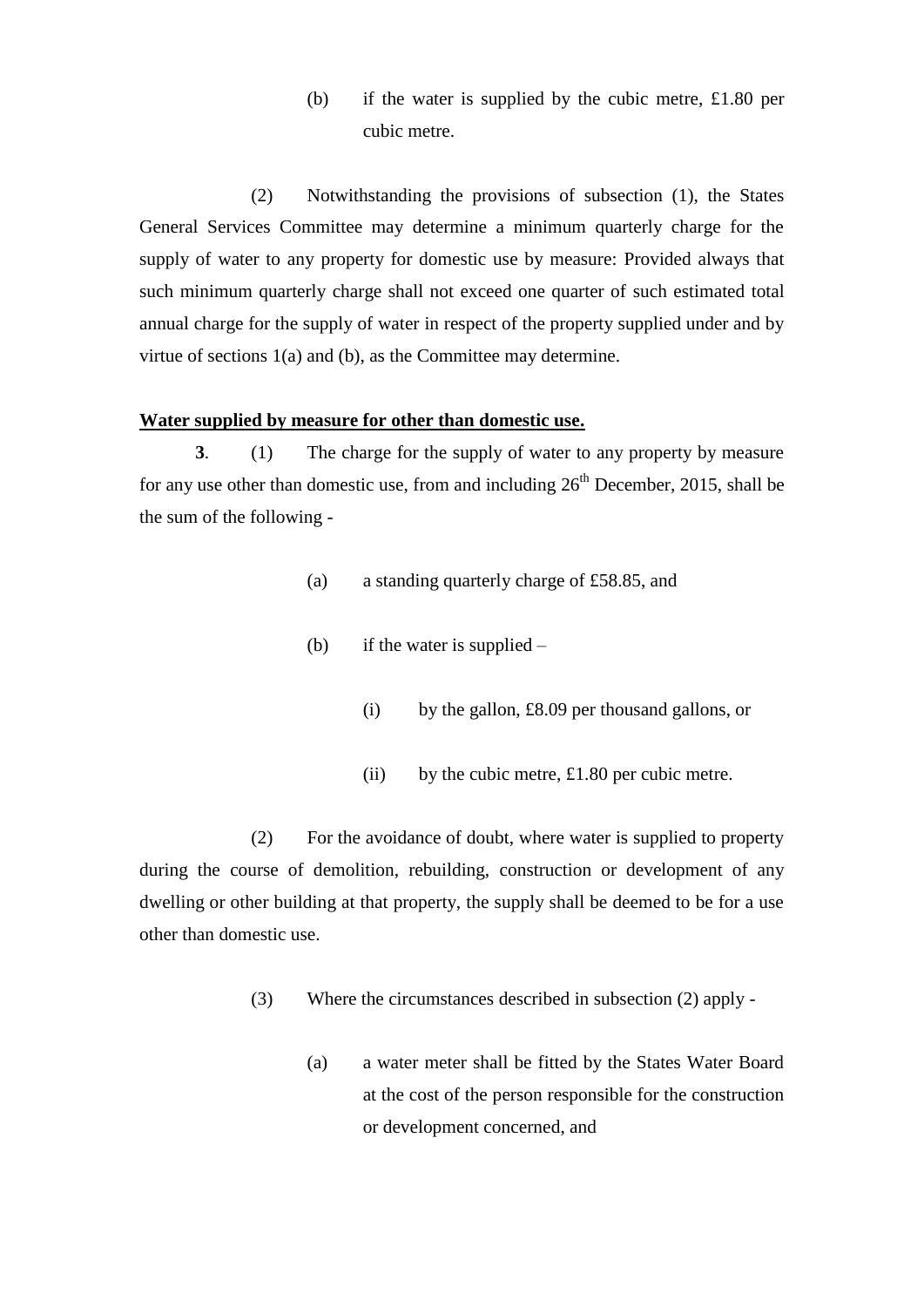(b) if the water is supplied by the cubic metre, £1.80 per cubic metre.

(2) Notwithstanding the provisions of subsection (1), the States General Services Committee may determine a minimum quarterly charge for the supply of water to any property for domestic use by measure: Provided always that such minimum quarterly charge shall not exceed one quarter of such estimated total annual charge for the supply of water in respect of the property supplied under and by virtue of sections 1(a) and (b), as the Committee may determine.

**Water supplied by measure for other than domestic use.**

**3**. (1) The charge for the supply of water to any property by measure for any use other than domestic use, from and including 26th December, 2015, shall be the sum of the following -

(a) a standing quarterly charge of £58.85, and

(b) if the water is supplied –

(i) by the gallon, £8.09 per thousand gallons, or

(ii) by the cubic metre, £1.80 per cubic metre.

(2) For the avoidance of doubt, where water is supplied to property during the course of demolition, rebuilding, construction or development of any dwelling or other building at that property, the supply shall be deemed to be for a use other than domestic use.

(3) Where the circumstances described in subsection (2) apply -

(a) a water meter shall be fitted by the States Water Board at the cost of the person responsible for the construction or development concerned, and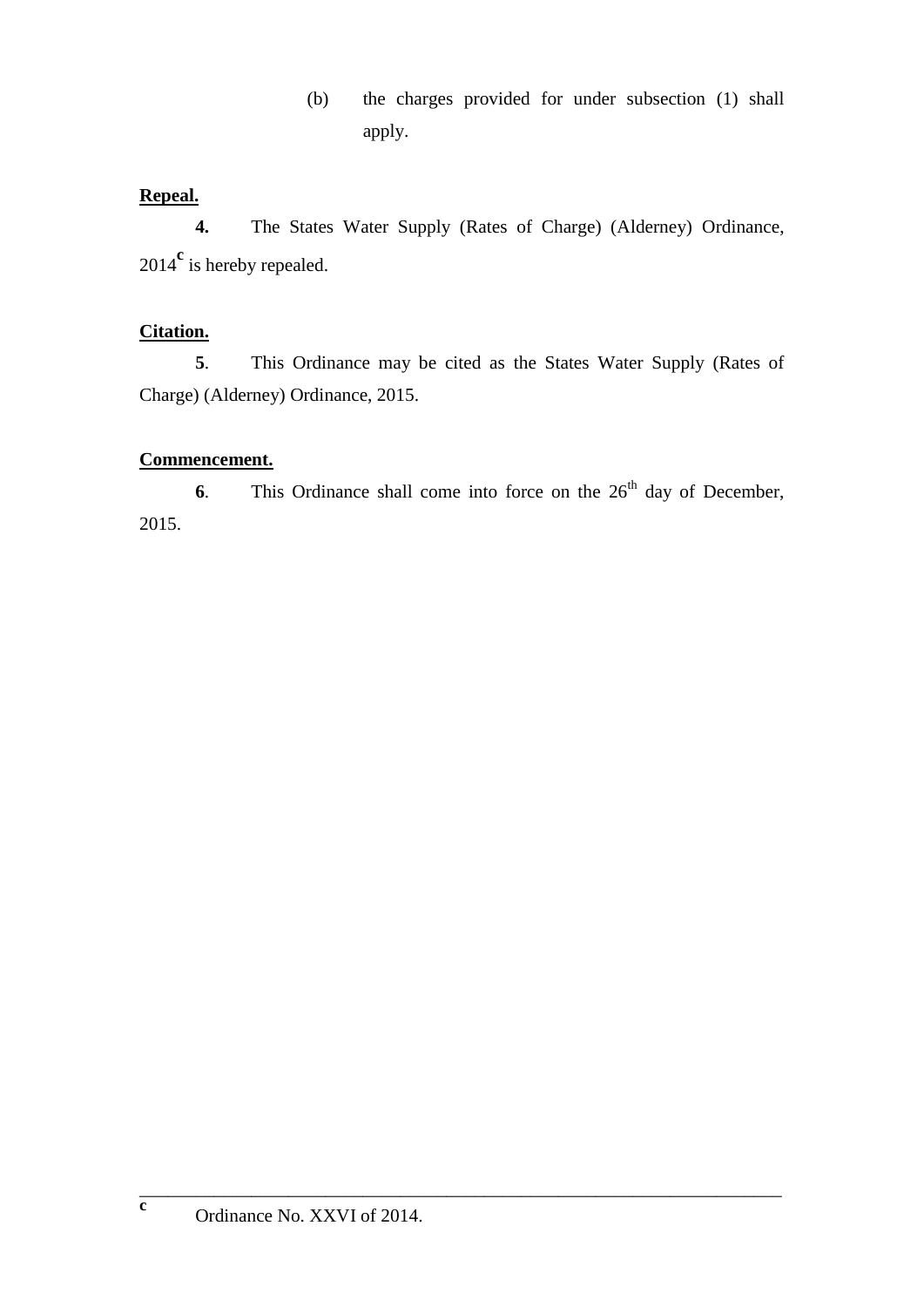(b) the charges provided for under subsection (1) shall apply.

**Repeal.**

**4.** The States Water Supply (Rates of Charge) (Alderney) Ordinance, 2014[c] is hereby repealed.

**Citation.**

**5**. This Ordinance may be cited as the States Water Supply (Rates of Charge) (Alderney) Ordinance, 2015.

**Commencement.**

**6**. This Ordinance shall come into force on the 26th day of December, 2015.

---

[c] Ordinance No. XXVI of 2014.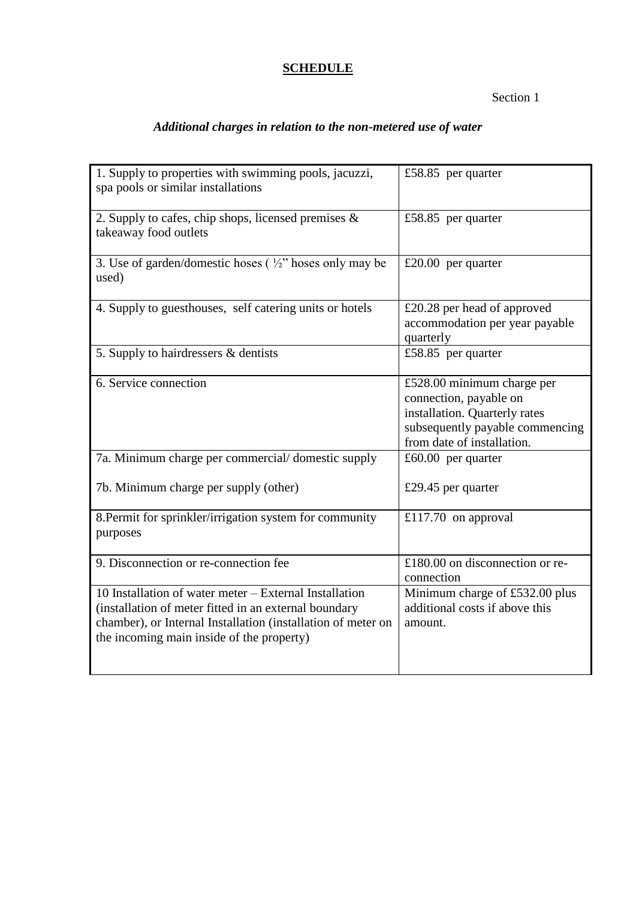**SCHEDULE**

Section 1

*Additional charges in relation to the non-metered use of water*

| | |
|---|---|
| 1. Supply to properties with swimming pools, jacuzzi, spa pools or similar installations | £58.85 per quarter |
| 2. Supply to cafes, chip shops, licensed premises & takeaway food outlets | £58.85 per quarter |
| 3. Use of garden/domestic hoses ( ½" hoses only may be used) | £20.00 per quarter |
| 4. Supply to guesthouses, self catering units or hotels | £20.28 per head of approved accommodation per year payable quarterly |
| 5. Supply to hairdressers & dentists | £58.85 per quarter |
| 6. Service connection | £528.00 minimum charge per connection, payable on installation. Quarterly rates subsequently payable commencing from date of installation. |
| 7a. Minimum charge per commercial/ domestic supply<br><br>7b. Minimum charge per supply (other) | £60.00 per quarter<br><br>£29.45 per quarter |
| 8.Permit for sprinkler/irrigation system for community purposes | £117.70 on approval |
| 9. Disconnection or re-connection fee | £180.00 on disconnection or re-connection |
| 10 Installation of water meter – External Installation (installation of meter fitted in an external boundary chamber), or Internal Installation (installation of meter on the incoming main inside of the property) | Minimum charge of £532.00 plus additional costs if above this amount. |